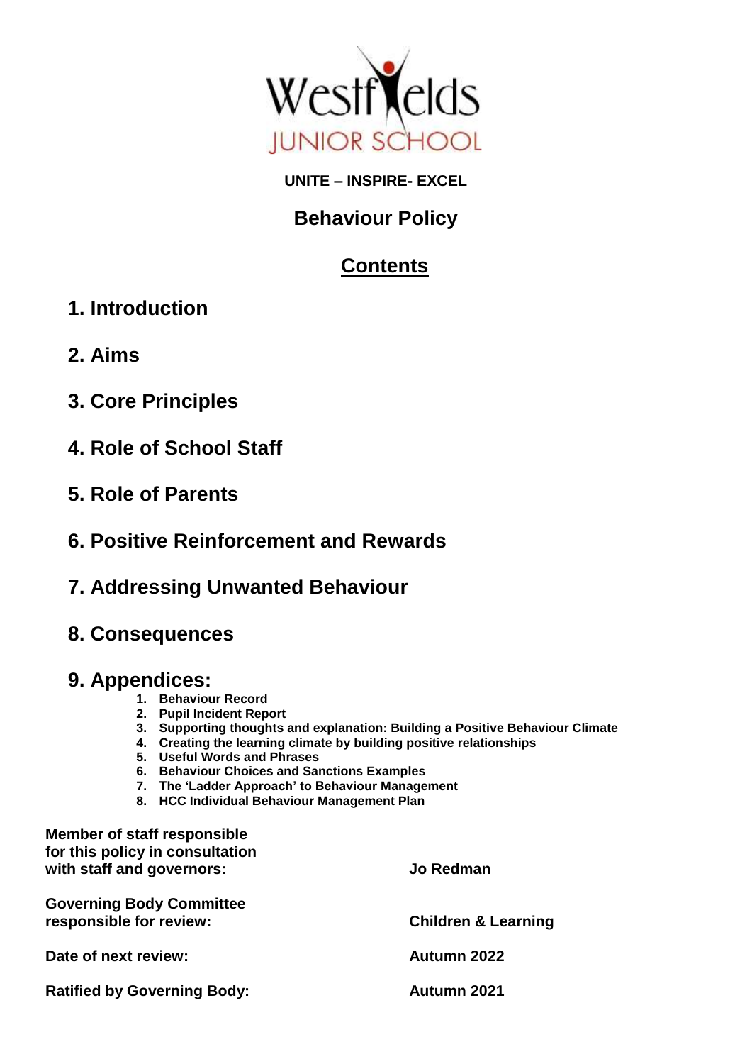Westfields
JUNIOR SCHOOL

**UNITE – INSPIRE- EXCEL**

# Behaviour Policy

## Contents

1. **Introduction**
2. **Aims**
3. **Core Principles**
4. **Role of School Staff**
5. **Role of Parents**
6. **Positive Reinforcement and Rewards**
7. **Addressing Unwanted Behaviour**
8. **Consequences**
9. **Appendices:**
   1. **Behaviour Record**
   2. **Pupil Incident Report**
   3. **Supporting thoughts and explanation: Building a Positive Behaviour Climate**
   4. **Creating the learning climate by building positive relationships**
   5. **Useful Words and Phrases**
   6. **Behaviour Choices and Sanctions Examples**
   7. **The 'Ladder Approach' to Behaviour Management**
   8. **HCC Individual Behaviour Management Plan**

| | |
|---|---|
| **Member of staff responsible for this policy in consultation with staff and governors:** | **Jo Redman** |
| **Governing Body Committee responsible for review:** | **Children & Learning** |
| **Date of next review:** | **Autumn 2022** |
| **Ratified by Governing Body:** | **Autumn 2021** |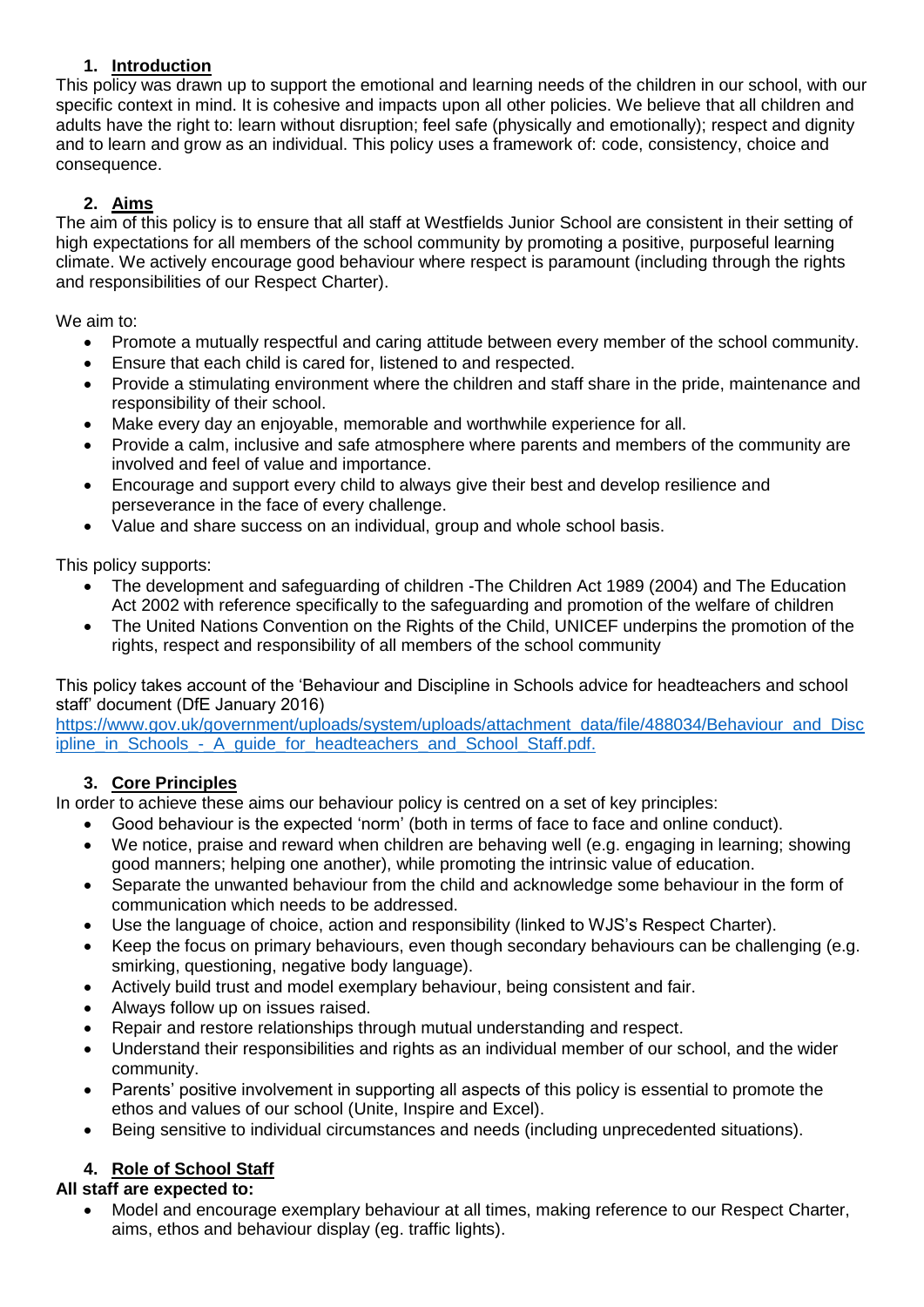## 1. Introduction

This policy was drawn up to support the emotional and learning needs of the children in our school, with our specific context in mind. It is cohesive and impacts upon all other policies. We believe that all children and adults have the right to: learn without disruption; feel safe (physically and emotionally); respect and dignity and to learn and grow as an individual. This policy uses a framework of: code, consistency, choice and consequence.

## 2. Aims

The aim of this policy is to ensure that all staff at Westfields Junior School are consistent in their setting of high expectations for all members of the school community by promoting a positive, purposeful learning climate. We actively encourage good behaviour where respect is paramount (including through the rights and responsibilities of our Respect Charter).

We aim to:

- Promote a mutually respectful and caring attitude between every member of the school community.
- Ensure that each child is cared for, listened to and respected.
- Provide a stimulating environment where the children and staff share in the pride, maintenance and responsibility of their school.
- Make every day an enjoyable, memorable and worthwhile experience for all.
- Provide a calm, inclusive and safe atmosphere where parents and members of the community are involved and feel of value and importance.
- Encourage and support every child to always give their best and develop resilience and perseverance in the face of every challenge.
- Value and share success on an individual, group and whole school basis.

This policy supports:

- The development and safeguarding of children -The Children Act 1989 (2004) and The Education Act 2002 with reference specifically to the safeguarding and promotion of the welfare of children
- The United Nations Convention on the Rights of the Child, UNICEF underpins the promotion of the rights, respect and responsibility of all members of the school community

This policy takes account of the 'Behaviour and Discipline in Schools advice for headteachers and school staff' document (DfE January 2016)
https://www.gov.uk/government/uploads/system/uploads/attachment_data/file/488034/Behaviour_and_Discipline_in_Schools_-_A_guide_for_headteachers_and_School_Staff.pdf.

## 3. Core Principles

In order to achieve these aims our behaviour policy is centred on a set of key principles:

- Good behaviour is the expected 'norm' (both in terms of face to face and online conduct).
- We notice, praise and reward when children are behaving well (e.g. engaging in learning; showing good manners; helping one another), while promoting the intrinsic value of education.
- Separate the unwanted behaviour from the child and acknowledge some behaviour in the form of communication which needs to be addressed.
- Use the language of choice, action and responsibility (linked to WJS's Respect Charter).
- Keep the focus on primary behaviours, even though secondary behaviours can be challenging (e.g. smirking, questioning, negative body language).
- Actively build trust and model exemplary behaviour, being consistent and fair.
- Always follow up on issues raised.
- Repair and restore relationships through mutual understanding and respect.
- Understand their responsibilities and rights as an individual member of our school, and the wider community.
- Parents' positive involvement in supporting all aspects of this policy is essential to promote the ethos and values of our school (Unite, Inspire and Excel).
- Being sensitive to individual circumstances and needs (including unprecedented situations).

## 4. Role of School Staff

**All staff are expected to:**

- Model and encourage exemplary behaviour at all times, making reference to our Respect Charter, aims, ethos and behaviour display (eg. traffic lights).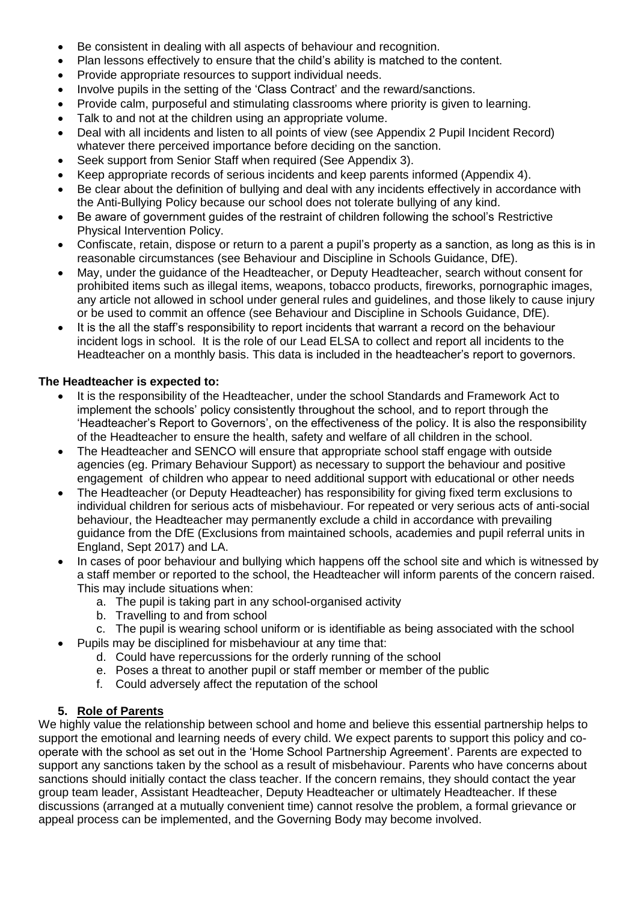- Be consistent in dealing with all aspects of behaviour and recognition.
- Plan lessons effectively to ensure that the child's ability is matched to the content.
- Provide appropriate resources to support individual needs.
- Involve pupils in the setting of the 'Class Contract' and the reward/sanctions.
- Provide calm, purposeful and stimulating classrooms where priority is given to learning.
- Talk to and not at the children using an appropriate volume.
- Deal with all incidents and listen to all points of view (see Appendix 2 Pupil Incident Record) whatever there perceived importance before deciding on the sanction.
- Seek support from Senior Staff when required (See Appendix 3).
- Keep appropriate records of serious incidents and keep parents informed (Appendix 4).
- Be clear about the definition of bullying and deal with any incidents effectively in accordance with the Anti-Bullying Policy because our school does not tolerate bullying of any kind.
- Be aware of government guides of the restraint of children following the school's Restrictive Physical Intervention Policy.
- Confiscate, retain, dispose or return to a parent a pupil's property as a sanction, as long as this is in reasonable circumstances (see Behaviour and Discipline in Schools Guidance, DfE).
- May, under the guidance of the Headteacher, or Deputy Headteacher, search without consent for prohibited items such as illegal items, weapons, tobacco products, fireworks, pornographic images, any article not allowed in school under general rules and guidelines, and those likely to cause injury or be used to commit an offence (see Behaviour and Discipline in Schools Guidance, DfE).
- It is the all the staff's responsibility to report incidents that warrant a record on the behaviour incident logs in school. It is the role of our Lead ELSA to collect and report all incidents to the Headteacher on a monthly basis. This data is included in the headteacher's report to governors.

**The Headteacher is expected to:**

- It is the responsibility of the Headteacher, under the school Standards and Framework Act to implement the schools' policy consistently throughout the school, and to report through the 'Headteacher's Report to Governors', on the effectiveness of the policy. It is also the responsibility of the Headteacher to ensure the health, safety and welfare of all children in the school.
- The Headteacher and SENCO will ensure that appropriate school staff engage with outside agencies (eg. Primary Behaviour Support) as necessary to support the behaviour and positive engagement of children who appear to need additional support with educational or other needs
- The Headteacher (or Deputy Headteacher) has responsibility for giving fixed term exclusions to individual children for serious acts of misbehaviour. For repeated or very serious acts of anti-social behaviour, the Headteacher may permanently exclude a child in accordance with prevailing guidance from the DfE (Exclusions from maintained schools, academies and pupil referral units in England, Sept 2017) and LA.
- In cases of poor behaviour and bullying which happens off the school site and which is witnessed by a staff member or reported to the school, the Headteacher will inform parents of the concern raised. This may include situations when:
    a. The pupil is taking part in any school-organised activity
    b. Travelling to and from school
    c. The pupil is wearing school uniform or is identifiable as being associated with the school
- Pupils may be disciplined for misbehaviour at any time that:
    d. Could have repercussions for the orderly running of the school
    e. Poses a threat to another pupil or staff member or member of the public
    f. Could adversely affect the reputation of the school

## 5. Role of Parents

We highly value the relationship between school and home and believe this essential partnership helps to support the emotional and learning needs of every child. We expect parents to support this policy and co-operate with the school as set out in the 'Home School Partnership Agreement'. Parents are expected to support any sanctions taken by the school as a result of misbehaviour. Parents who have concerns about sanctions should initially contact the class teacher. If the concern remains, they should contact the year group team leader, Assistant Headteacher, Deputy Headteacher or ultimately Headteacher. If these discussions (arranged at a mutually convenient time) cannot resolve the problem, a formal grievance or appeal process can be implemented, and the Governing Body may become involved.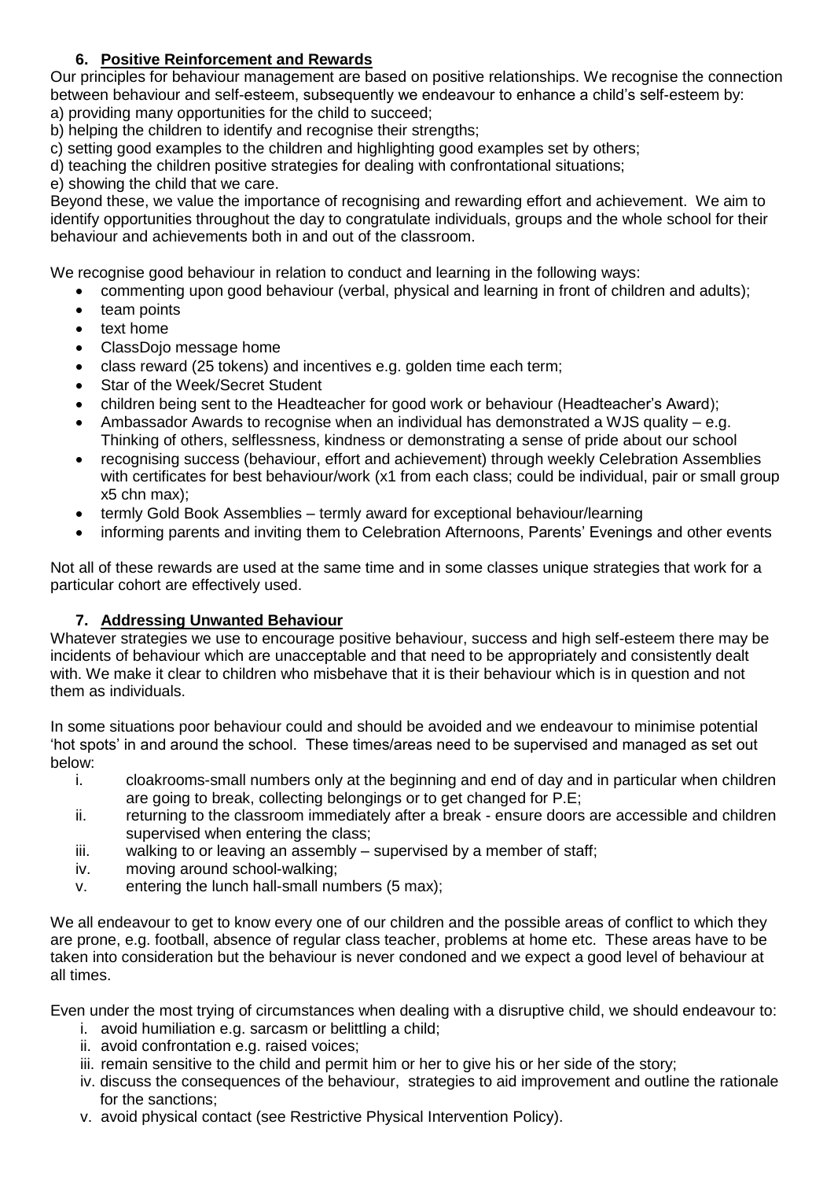## 6. Positive Reinforcement and Rewards

Our principles for behaviour management are based on positive relationships. We recognise the connection between behaviour and self-esteem, subsequently we endeavour to enhance a child's self-esteem by:
a) providing many opportunities for the child to succeed;
b) helping the children to identify and recognise their strengths;
c) setting good examples to the children and highlighting good examples set by others;
d) teaching the children positive strategies for dealing with confrontational situations;
e) showing the child that we care.

Beyond these, we value the importance of recognising and rewarding effort and achievement. We aim to identify opportunities throughout the day to congratulate individuals, groups and the whole school for their behaviour and achievements both in and out of the classroom.

We recognise good behaviour in relation to conduct and learning in the following ways:

- commenting upon good behaviour (verbal, physical and learning in front of children and adults);
- team points
- text home
- ClassDojo message home
- class reward (25 tokens) and incentives e.g. golden time each term;
- Star of the Week/Secret Student
- children being sent to the Headteacher for good work or behaviour (Headteacher's Award);
- Ambassador Awards to recognise when an individual has demonstrated a WJS quality – e.g. Thinking of others, selflessness, kindness or demonstrating a sense of pride about our school
- recognising success (behaviour, effort and achievement) through weekly Celebration Assemblies with certificates for best behaviour/work (x1 from each class; could be individual, pair or small group x5 chn max);
- termly Gold Book Assemblies – termly award for exceptional behaviour/learning
- informing parents and inviting them to Celebration Afternoons, Parents' Evenings and other events

Not all of these rewards are used at the same time and in some classes unique strategies that work for a particular cohort are effectively used.

## 7. Addressing Unwanted Behaviour

Whatever strategies we use to encourage positive behaviour, success and high self-esteem there may be incidents of behaviour which are unacceptable and that need to be appropriately and consistently dealt with. We make it clear to children who misbehave that it is their behaviour which is in question and not them as individuals.

In some situations poor behaviour could and should be avoided and we endeavour to minimise potential 'hot spots' in and around the school. These times/areas need to be supervised and managed as set out below:

i. cloakrooms-small numbers only at the beginning and end of day and in particular when children are going to break, collecting belongings or to get changed for P.E;
ii. returning to the classroom immediately after a break - ensure doors are accessible and children supervised when entering the class;
iii. walking to or leaving an assembly – supervised by a member of staff;
iv. moving around school-walking;
v. entering the lunch hall-small numbers (5 max);

We all endeavour to get to know every one of our children and the possible areas of conflict to which they are prone, e.g. football, absence of regular class teacher, problems at home etc. These areas have to be taken into consideration but the behaviour is never condoned and we expect a good level of behaviour at all times.

Even under the most trying of circumstances when dealing with a disruptive child, we should endeavour to:

i. avoid humiliation e.g. sarcasm or belittling a child;
ii. avoid confrontation e.g. raised voices;
iii. remain sensitive to the child and permit him or her to give his or her side of the story;
iv. discuss the consequences of the behaviour, strategies to aid improvement and outline the rationale for the sanctions;
v. avoid physical contact (see Restrictive Physical Intervention Policy).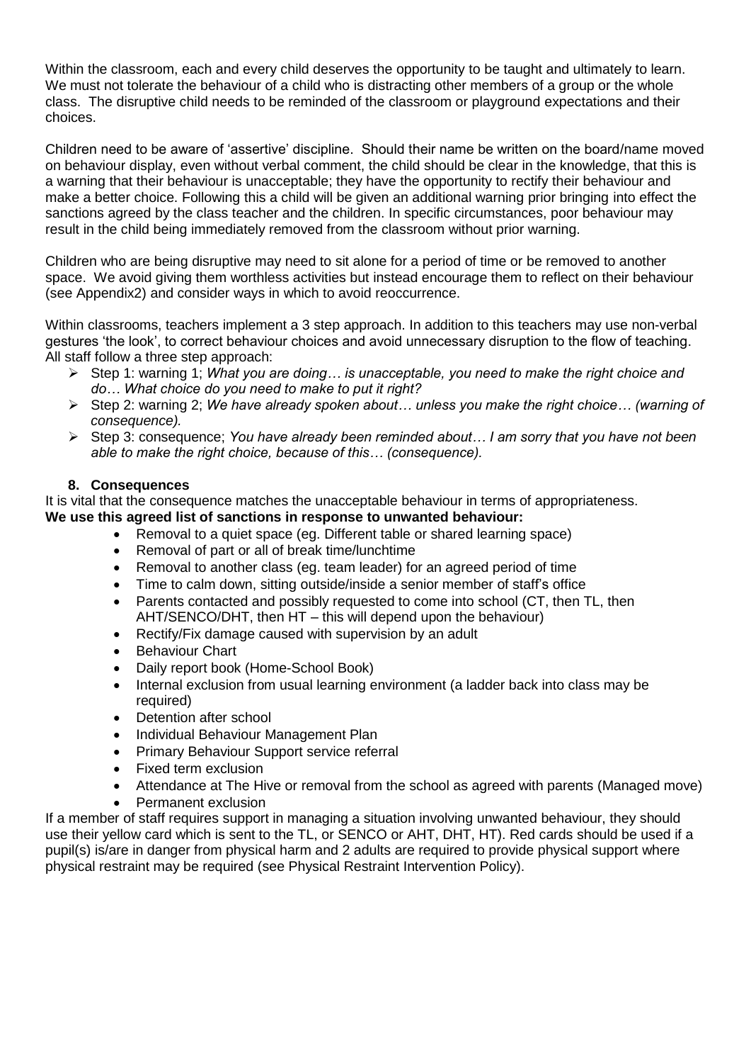Within the classroom, each and every child deserves the opportunity to be taught and ultimately to learn. We must not tolerate the behaviour of a child who is distracting other members of a group or the whole class. The disruptive child needs to be reminded of the classroom or playground expectations and their choices.

Children need to be aware of 'assertive' discipline. Should their name be written on the board/name moved on behaviour display, even without verbal comment, the child should be clear in the knowledge, that this is a warning that their behaviour is unacceptable; they have the opportunity to rectify their behaviour and make a better choice. Following this a child will be given an additional warning prior bringing into effect the sanctions agreed by the class teacher and the children. In specific circumstances, poor behaviour may result in the child being immediately removed from the classroom without prior warning.

Children who are being disruptive may need to sit alone for a period of time or be removed to another space. We avoid giving them worthless activities but instead encourage them to reflect on their behaviour (see Appendix2) and consider ways in which to avoid reoccurrence.

Within classrooms, teachers implement a 3 step approach. In addition to this teachers may use non-verbal gestures 'the look', to correct behaviour choices and avoid unnecessary disruption to the flow of teaching. All staff follow a three step approach:

- Step 1: warning 1; *What you are doing… is unacceptable, you need to make the right choice and do… What choice do you need to make to put it right?*
- Step 2: warning 2; *We have already spoken about… unless you make the right choice… (warning of consequence).*
- Step 3: consequence; *You have already been reminded about… I am sorry that you have not been able to make the right choice, because of this… (consequence).*

## 8. Consequences

It is vital that the consequence matches the unacceptable behaviour in terms of appropriateness.

**We use this agreed list of sanctions in response to unwanted behaviour:**

- Removal to a quiet space (eg. Different table or shared learning space)
- Removal of part or all of break time/lunchtime
- Removal to another class (eg. team leader) for an agreed period of time
- Time to calm down, sitting outside/inside a senior member of staff's office
- Parents contacted and possibly requested to come into school (CT, then TL, then AHT/SENCO/DHT, then HT – this will depend upon the behaviour)
- Rectify/Fix damage caused with supervision by an adult
- Behaviour Chart
- Daily report book (Home-School Book)
- Internal exclusion from usual learning environment (a ladder back into class may be required)
- Detention after school
- Individual Behaviour Management Plan
- Primary Behaviour Support service referral
- Fixed term exclusion
- Attendance at The Hive or removal from the school as agreed with parents (Managed move)
- Permanent exclusion

If a member of staff requires support in managing a situation involving unwanted behaviour, they should use their yellow card which is sent to the TL, or SENCO or AHT, DHT, HT). Red cards should be used if a pupil(s) is/are in danger from physical harm and 2 adults are required to provide physical support where physical restraint may be required (see Physical Restraint Intervention Policy).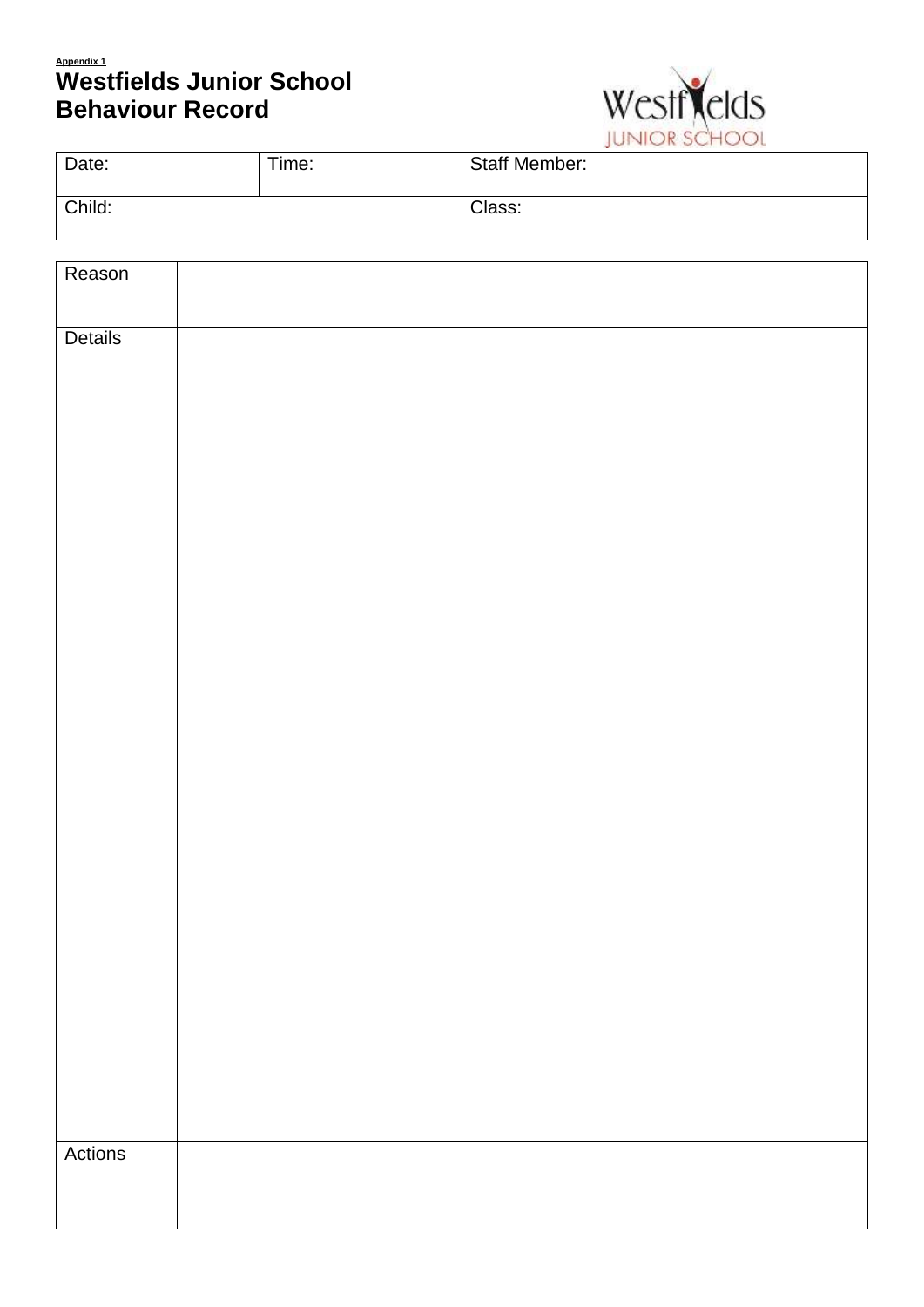**Appendix 1**

# Westfields Junior School
# Behaviour Record

| Date: | Time: | Staff Member: |
|---|---|---|
| Child: | | Class: |

| | |
|---|---|
| Reason | |
| Details | |
| Actions | |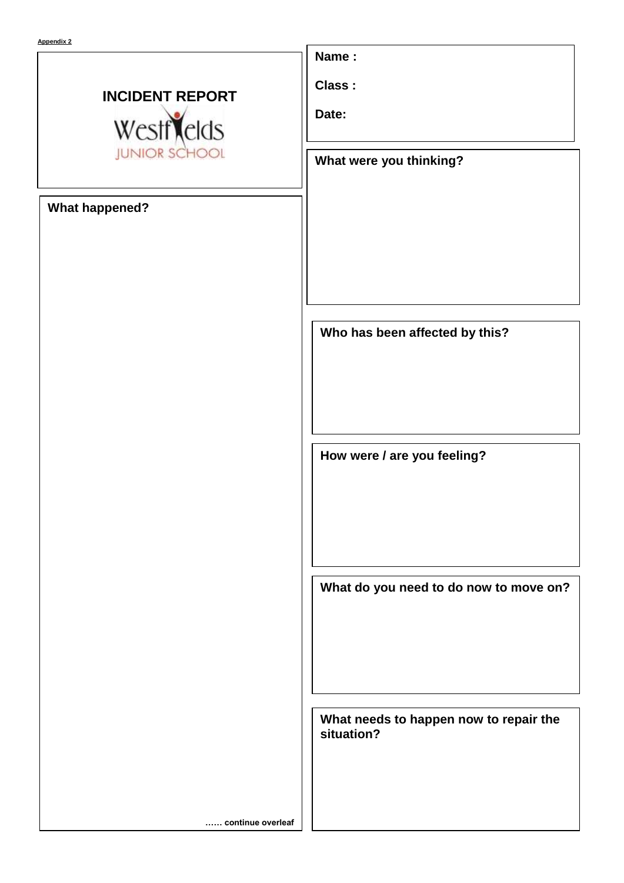Appendix 2

# INCIDENT REPORT

Westfields
JUNIOR SCHOOL

**Name :**

**Class :**

**Date:**

**What happened?**

…… continue overleaf

**What were you thinking?**

**Who has been affected by this?**

**How were / are you feeling?**

**What do you need to do now to move on?**

**What needs to happen now to repair the situation?**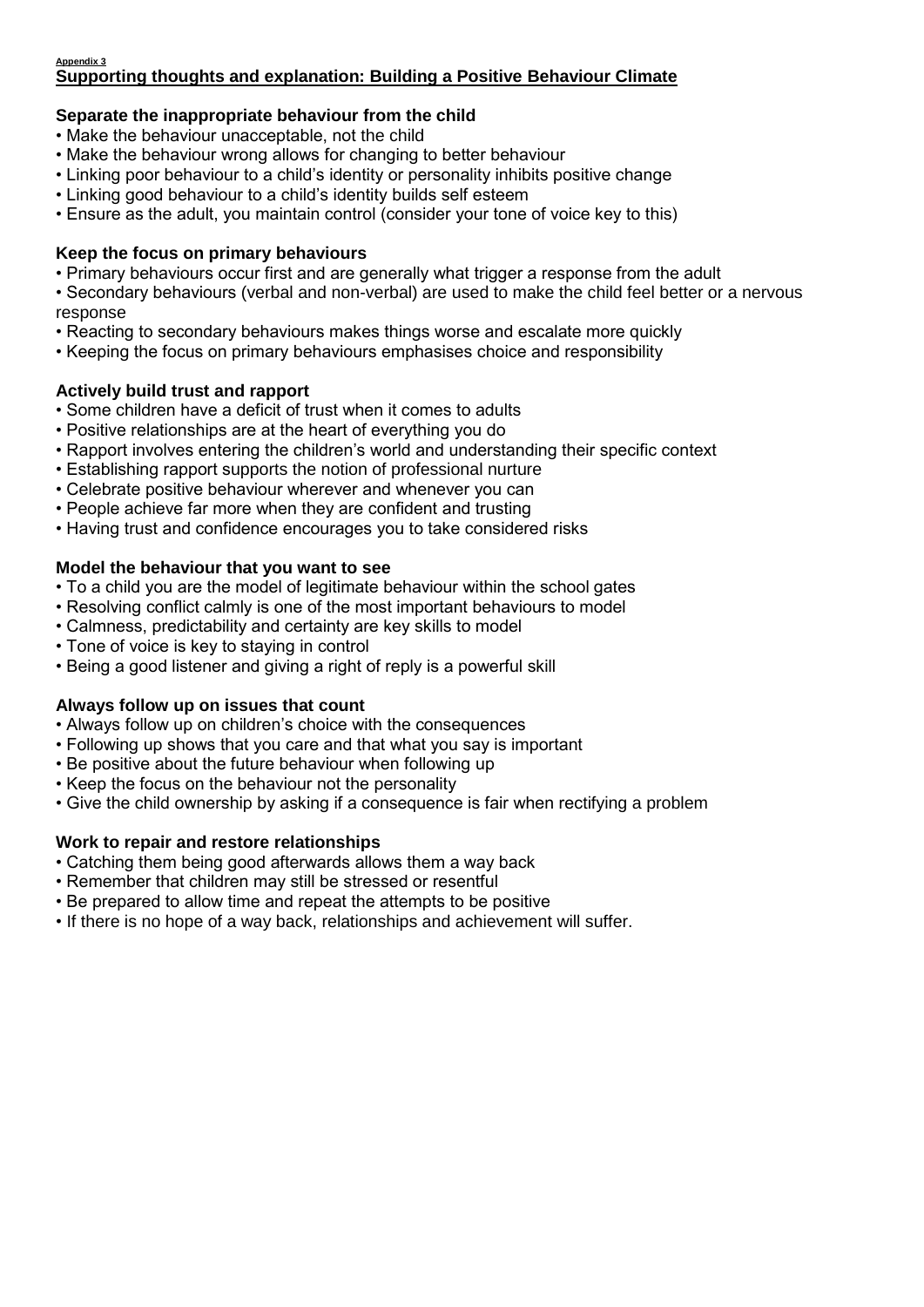Appendix 3

## Supporting thoughts and explanation: Building a Positive Behaviour Climate

### Separate the inappropriate behaviour from the child

- Make the behaviour unacceptable, not the child
- Make the behaviour wrong allows for changing to better behaviour
- Linking poor behaviour to a child's identity or personality inhibits positive change
- Linking good behaviour to a child's identity builds self esteem
- Ensure as the adult, you maintain control (consider your tone of voice key to this)

### Keep the focus on primary behaviours

- Primary behaviours occur first and are generally what trigger a response from the adult
- Secondary behaviours (verbal and non-verbal) are used to make the child feel better or a nervous response
- Reacting to secondary behaviours makes things worse and escalate more quickly
- Keeping the focus on primary behaviours emphasises choice and responsibility

### Actively build trust and rapport

- Some children have a deficit of trust when it comes to adults
- Positive relationships are at the heart of everything you do
- Rapport involves entering the children's world and understanding their specific context
- Establishing rapport supports the notion of professional nurture
- Celebrate positive behaviour wherever and whenever you can
- People achieve far more when they are confident and trusting
- Having trust and confidence encourages you to take considered risks

### Model the behaviour that you want to see

- To a child you are the model of legitimate behaviour within the school gates
- Resolving conflict calmly is one of the most important behaviours to model
- Calmness, predictability and certainty are key skills to model
- Tone of voice is key to staying in control
- Being a good listener and giving a right of reply is a powerful skill

### Always follow up on issues that count

- Always follow up on children's choice with the consequences
- Following up shows that you care and that what you say is important
- Be positive about the future behaviour when following up
- Keep the focus on the behaviour not the personality
- Give the child ownership by asking if a consequence is fair when rectifying a problem

### Work to repair and restore relationships

- Catching them being good afterwards allows them a way back
- Remember that children may still be stressed or resentful
- Be prepared to allow time and repeat the attempts to be positive
- If there is no hope of a way back, relationships and achievement will suffer.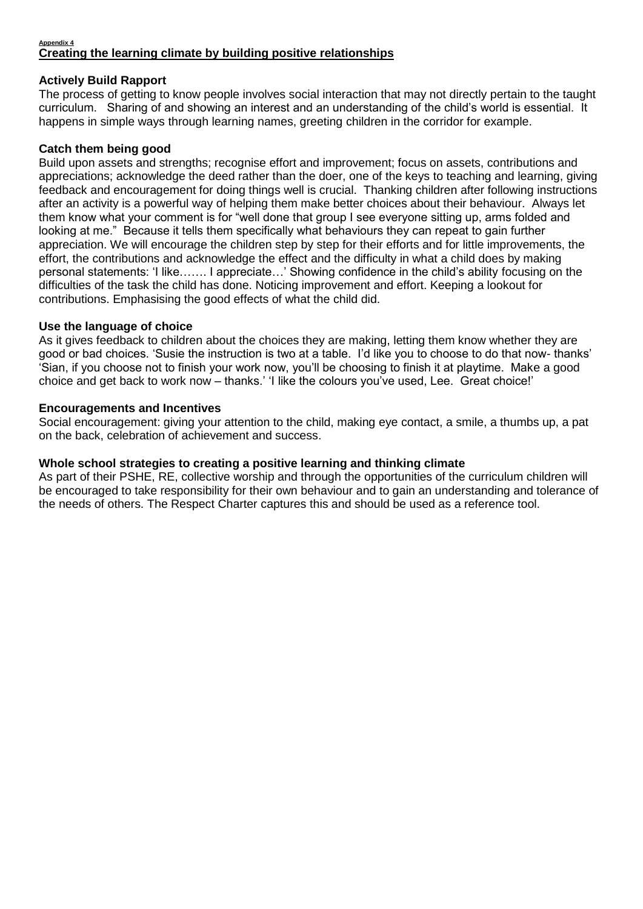###### Appendix 4

## Creating the learning climate by building positive relationships

**Actively Build Rapport**

The process of getting to know people involves social interaction that may not directly pertain to the taught curriculum. Sharing of and showing an interest and an understanding of the child's world is essential. It happens in simple ways through learning names, greeting children in the corridor for example.

**Catch them being good**

Build upon assets and strengths; recognise effort and improvement; focus on assets, contributions and appreciations; acknowledge the deed rather than the doer, one of the keys to teaching and learning, giving feedback and encouragement for doing things well is crucial. Thanking children after following instructions after an activity is a powerful way of helping them make better choices about their behaviour. Always let them know what your comment is for "well done that group I see everyone sitting up, arms folded and looking at me." Because it tells them specifically what behaviours they can repeat to gain further appreciation. We will encourage the children step by step for their efforts and for little improvements, the effort, the contributions and acknowledge the effect and the difficulty in what a child does by making personal statements: 'I like……. I appreciate…' Showing confidence in the child's ability focusing on the difficulties of the task the child has done. Noticing improvement and effort. Keeping a lookout for contributions. Emphasising the good effects of what the child did.

**Use the language of choice**

As it gives feedback to children about the choices they are making, letting them know whether they are good or bad choices. 'Susie the instruction is two at a table. I'd like you to choose to do that now- thanks' 'Sian, if you choose not to finish your work now, you'll be choosing to finish it at playtime. Make a good choice and get back to work now – thanks.' 'I like the colours you've used, Lee. Great choice!'

**Encouragements and Incentives**

Social encouragement: giving your attention to the child, making eye contact, a smile, a thumbs up, a pat on the back, celebration of achievement and success.

**Whole school strategies to creating a positive learning and thinking climate**

As part of their PSHE, RE, collective worship and through the opportunities of the curriculum children will be encouraged to take responsibility for their own behaviour and to gain an understanding and tolerance of the needs of others. The Respect Charter captures this and should be used as a reference tool.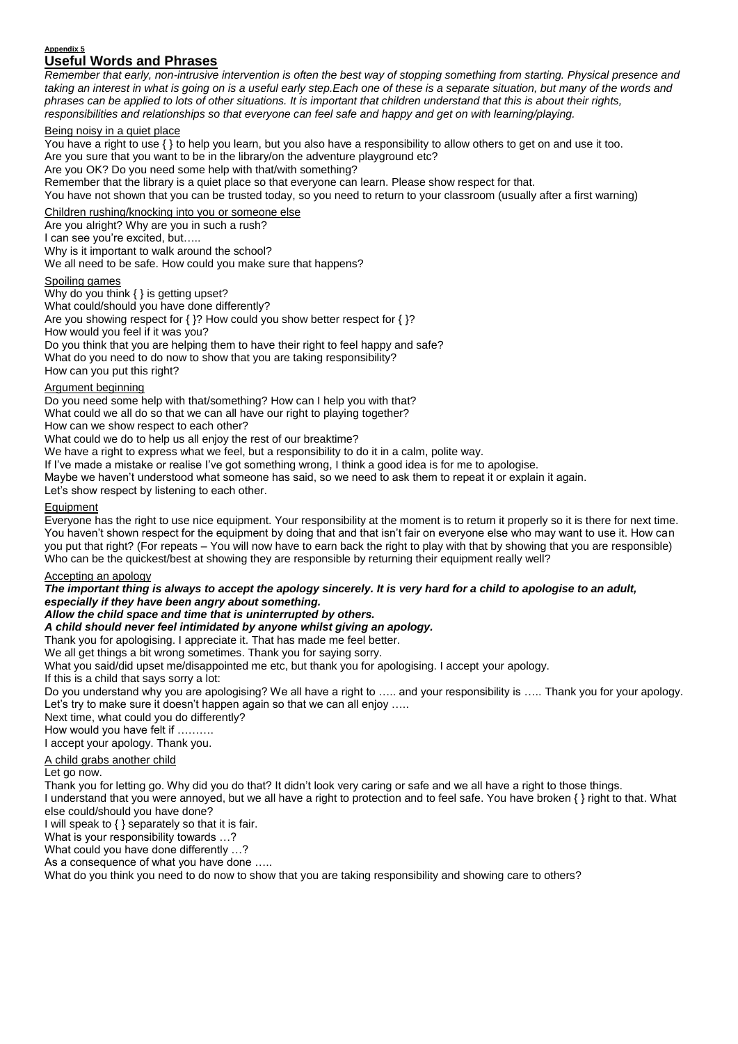Appendix 5

# Useful Words and Phrases

*Remember that early, non-intrusive intervention is often the best way of stopping something from starting. Physical presence and taking an interest in what is going on is a useful early step.Each one of these is a separate situation, but many of the words and phrases can be applied to lots of other situations. It is important that children understand that this is about their rights, responsibilities and relationships so that everyone can feel safe and happy and get on with learning/playing.*

## Being noisy in a quiet place

You have a right to use { } to help you learn, but you also have a responsibility to allow others to get on and use it too.
Are you sure that you want to be in the library/on the adventure playground etc?
Are you OK? Do you need some help with that/with something?
Remember that the library is a quiet place so that everyone can learn. Please show respect for that.
You have not shown that you can be trusted today, so you need to return to your classroom (usually after a first warning)

## Children rushing/knocking into you or someone else

Are you alright? Why are you in such a rush?
I can see you're excited, but…..
Why is it important to walk around the school?
We all need to be safe. How could you make sure that happens?

## Spoiling games

Why do you think { } is getting upset?
What could/should you have done differently?
Are you showing respect for { }? How could you show better respect for { }?
How would you feel if it was you?
Do you think that you are helping them to have their right to feel happy and safe?
What do you need to do now to show that you are taking responsibility?
How can you put this right?

## Argument beginning

Do you need some help with that/something? How can I help you with that?
What could we all do so that we can all have our right to playing together?
How can we show respect to each other?
What could we do to help us all enjoy the rest of our breaktime?
We have a right to express what we feel, but a responsibility to do it in a calm, polite way.
If I've made a mistake or realise I've got something wrong, I think a good idea is for me to apologise.
Maybe we haven't understood what someone has said, so we need to ask them to repeat it or explain it again.
Let's show respect by listening to each other.

## Equipment

Everyone has the right to use nice equipment. Your responsibility at the moment is to return it properly so it is there for next time. You haven't shown respect for the equipment by doing that and that isn't fair on everyone else who may want to use it. How can you put that right? (For repeats – You will now have to earn back the right to play with that by showing that you are responsible)
Who can be the quickest/best at showing they are responsible by returning their equipment really well?

## Accepting an apology

***The important thing is always to accept the apology sincerely. It is very hard for a child to apologise to an adult, especially if they have been angry about something.***
***Allow the child space and time that is uninterrupted by others.***
***A child should never feel intimidated by anyone whilst giving an apology.***

Thank you for apologising. I appreciate it. That has made me feel better.
We all get things a bit wrong sometimes. Thank you for saying sorry.
What you said/did upset me/disappointed me etc, but thank you for apologising. I accept your apology.
If this is a child that says sorry a lot:
Do you understand why you are apologising? We all have a right to ….. and your responsibility is ….. Thank you for your apology.
Let's try to make sure it doesn't happen again so that we can all enjoy …..
Next time, what could you do differently?
How would you have felt if ……….
I accept your apology. Thank you.

## A child grabs another child

Let go now.
Thank you for letting go. Why did you do that? It didn't look very caring or safe and we all have a right to those things.
I understand that you were annoyed, but we all have a right to protection and to feel safe. You have broken { } right to that. What else could/should you have done?
I will speak to { } separately so that it is fair.
What is your responsibility towards …?
What could you have done differently …?
As a consequence of what you have done …..
What do you think you need to do now to show that you are taking responsibility and showing care to others?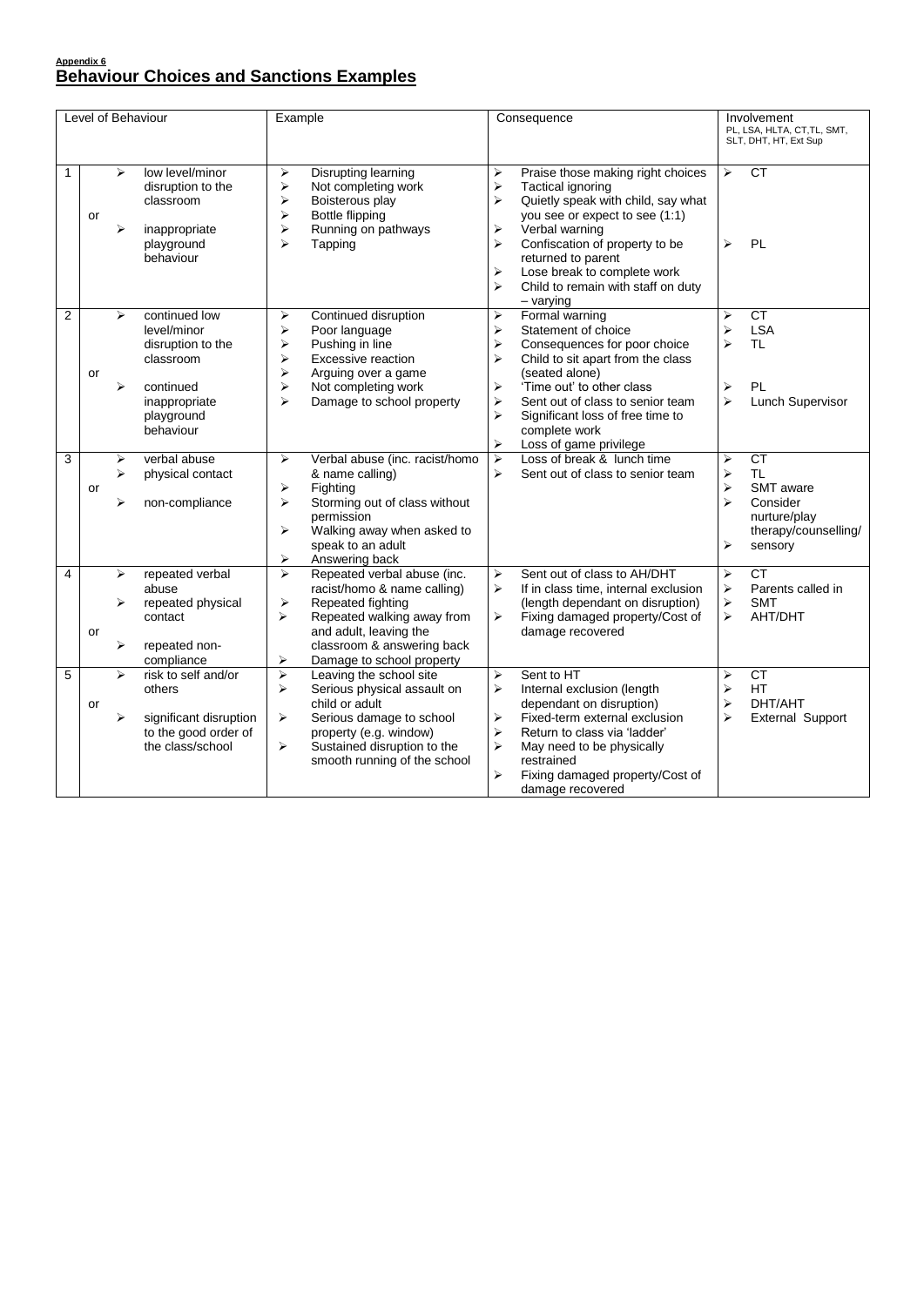**Appendix 6**

## Behaviour Choices and Sanctions Examples

| Level of Behaviour | | Example | Consequence | Involvement<br>PL, LSA, HLTA, CT,TL, SMT, SLT, DHT, HT, Ext Sup |
|---|---|---|---|---|
| 1 | ➢ low level/minor disruption to the classroom<br>or<br>➢ inappropriate playground behaviour | ➢ Disrupting learning<br>➢ Not completing work<br>➢ Boisterous play<br>➢ Bottle flipping<br>➢ Running on pathways<br>➢ Tapping | ➢ Praise those making right choices<br>➢ Tactical ignoring<br>➢ Quietly speak with child, say what you see or expect to see (1:1)<br>➢ Verbal warning<br>➢ Confiscation of property to be returned to parent<br>➢ Lose break to complete work<br>➢ Child to remain with staff on duty – varying | ➢ CT<br>➢ PL |
| 2 | ➢ continued low level/minor disruption to the classroom<br>or<br>➢ continued inappropriate playground behaviour | ➢ Continued disruption<br>➢ Poor language<br>➢ Pushing in line<br>➢ Excessive reaction<br>➢ Arguing over a game<br>➢ Not completing work<br>➢ Damage to school property | ➢ Formal warning<br>➢ Statement of choice<br>➢ Consequences for poor choice<br>➢ Child to sit apart from the class (seated alone)<br>➢ 'Time out' to other class<br>➢ Sent out of class to senior team<br>➢ Significant loss of free time to complete work<br>➢ Loss of game privilege | ➢ CT<br>➢ LSA<br>➢ TL<br>➢ PL<br>➢ Lunch Supervisor |
| 3 | ➢ verbal abuse<br>➢ physical contact<br>or<br>➢ non-compliance | ➢ Verbal abuse (inc. racist/homo & name calling)<br>➢ Fighting<br>➢ Storming out of class without permission<br>➢ Walking away when asked to speak to an adult<br>➢ Answering back | ➢ Loss of break & lunch time<br>➢ Sent out of class to senior team | ➢ CT<br>➢ TL<br>➢ SMT aware<br>➢ Consider nurture/play therapy/counselling/<br>➢ sensory |
| 4 | ➢ repeated verbal abuse<br>➢ repeated physical contact<br>or<br>➢ repeated non-compliance | ➢ Repeated verbal abuse (inc. racist/homo & name calling)<br>➢ Repeated fighting<br>➢ Repeated walking away from and adult, leaving the classroom & answering back<br>➢ Damage to school property | ➢ Sent out of class to AH/DHT<br>➢ If in class time, internal exclusion (length dependant on disruption)<br>➢ Fixing damaged property/Cost of damage recovered | ➢ CT<br>➢ Parents called in<br>➢ SMT<br>➢ AHT/DHT |
| 5 | ➢ risk to self and/or others<br>or<br>➢ significant disruption to the good order of the class/school | ➢ Leaving the school site<br>➢ Serious physical assault on child or adult<br>➢ Serious damage to school property (e.g. window)<br>➢ Sustained disruption to the smooth running of the school | ➢ Sent to HT<br>➢ Internal exclusion (length dependant on disruption)<br>➢ Fixed-term external exclusion<br>➢ Return to class via 'ladder'<br>➢ May need to be physically restrained<br>➢ Fixing damaged property/Cost of damage recovered | ➢ CT<br>➢ HT<br>➢ DHT/AHT<br>➢ External Support |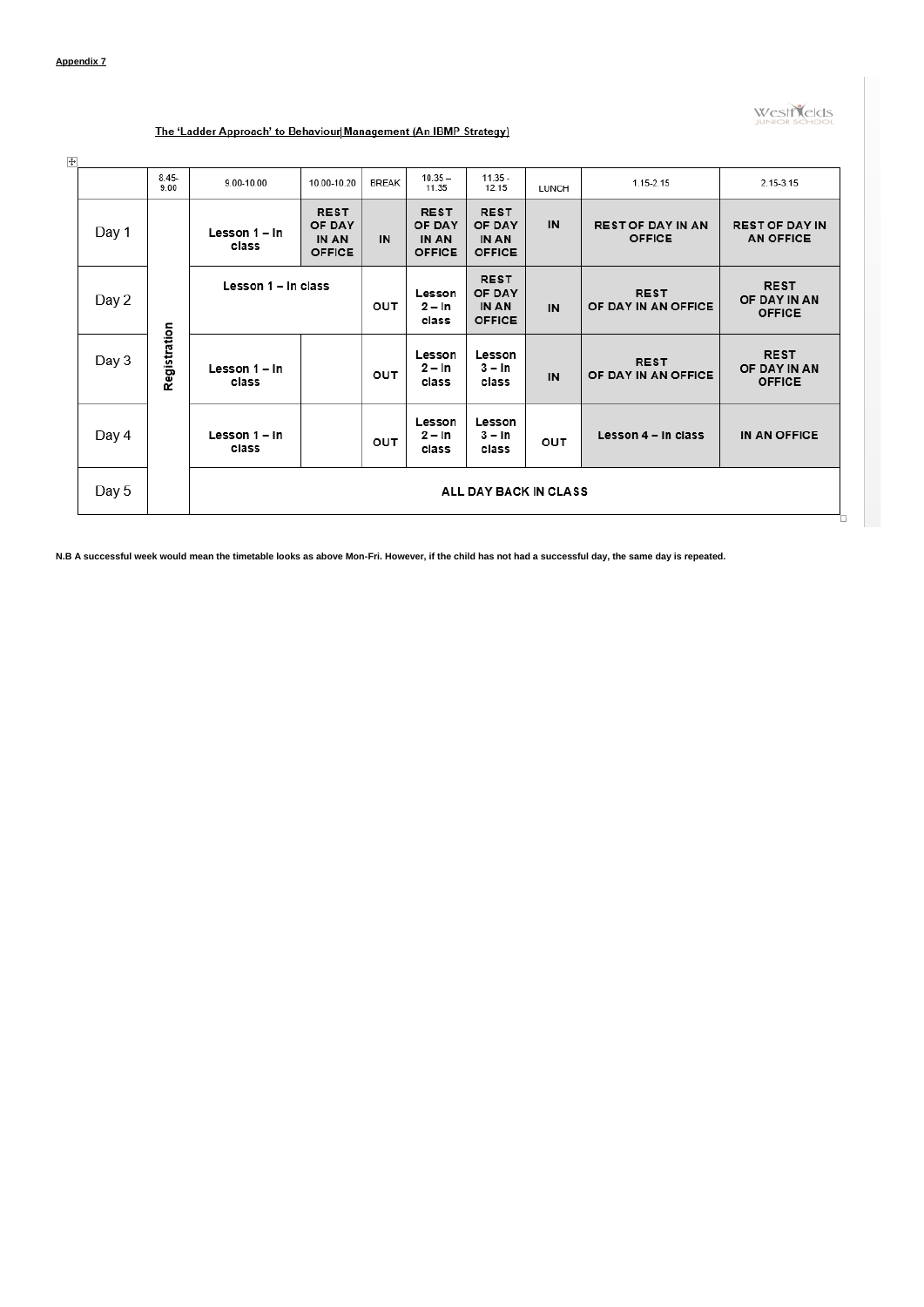**Appendix 7**

Westfields JUNIOR SCHOOL

## The 'Ladder Approach' to Behaviour Management (An IBMP Strategy)

| | 8.45-9.00 | 9.00-10.00 | 10.00-10.20 | BREAK | 10.35 – 11.35 | 11.35 - 12.15 | LUNCH | 1.15-2.15 | 2.15-3.15 |
|---|---|---|---|---|---|---|---|---|---|
| Day 1 | Registration | Lesson 1 – In class | REST OF DAY IN AN OFFICE | IN | REST OF DAY IN AN OFFICE | REST OF DAY IN AN OFFICE | IN | REST OF DAY IN AN OFFICE | REST OF DAY IN AN OFFICE |
| Day 2 | | Lesson 1 – In class | | OUT | Lesson 2 – In class | REST OF DAY IN AN OFFICE | IN | REST OF DAY IN AN OFFICE | REST OF DAY IN AN OFFICE |
| Day 3 | | Lesson 1 – In class | | OUT | Lesson 2 – In class | Lesson 3 – In class | IN | REST OF DAY IN AN OFFICE | REST OF DAY IN AN OFFICE |
| Day 4 | | Lesson 1 – In class | | OUT | Lesson 2 – In class | Lesson 3 – In class | OUT | Lesson 4 – In class | IN AN OFFICE |
| Day 5 | | ALL DAY BACK IN CLASS | | | | | | | |

**N.B A successful week would mean the timetable looks as above Mon-Fri. However, if the child has not had a successful day, the same day is repeated.**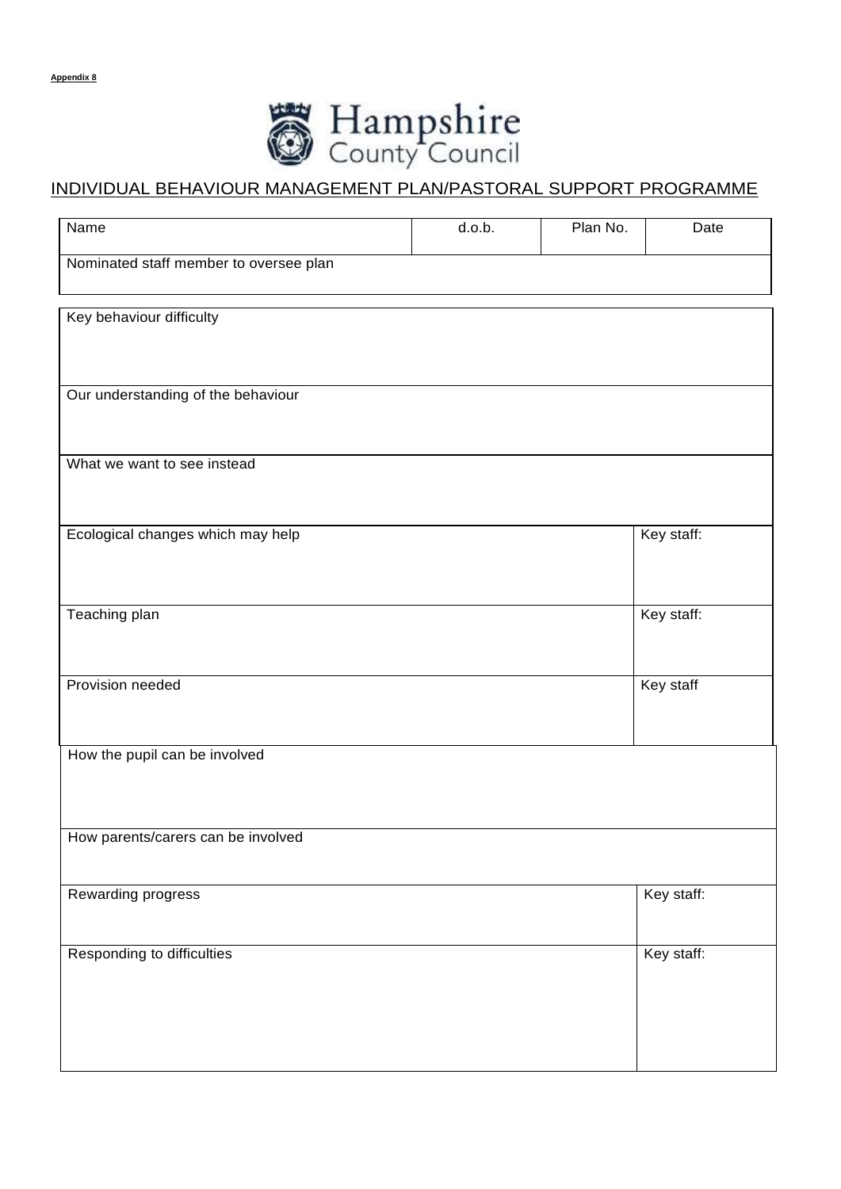**Appendix 8**

Hampshire County Council

# INDIVIDUAL BEHAVIOUR MANAGEMENT PLAN/PASTORAL SUPPORT PROGRAMME

| Name | d.o.b. | Plan No. | Date |
|---|---|---|---|
| Nominated staff member to oversee plan | | | |

| | |
|---|---|
| Key behaviour difficulty | |
| Our understanding of the behaviour | |
| What we want to see instead | |
| Ecological changes which may help | Key staff: |
| Teaching plan | Key staff: |
| Provision needed | Key staff |
| How the pupil can be involved | |
| How parents/carers can be involved | |
| Rewarding progress | Key staff: |
| Responding to difficulties | Key staff: |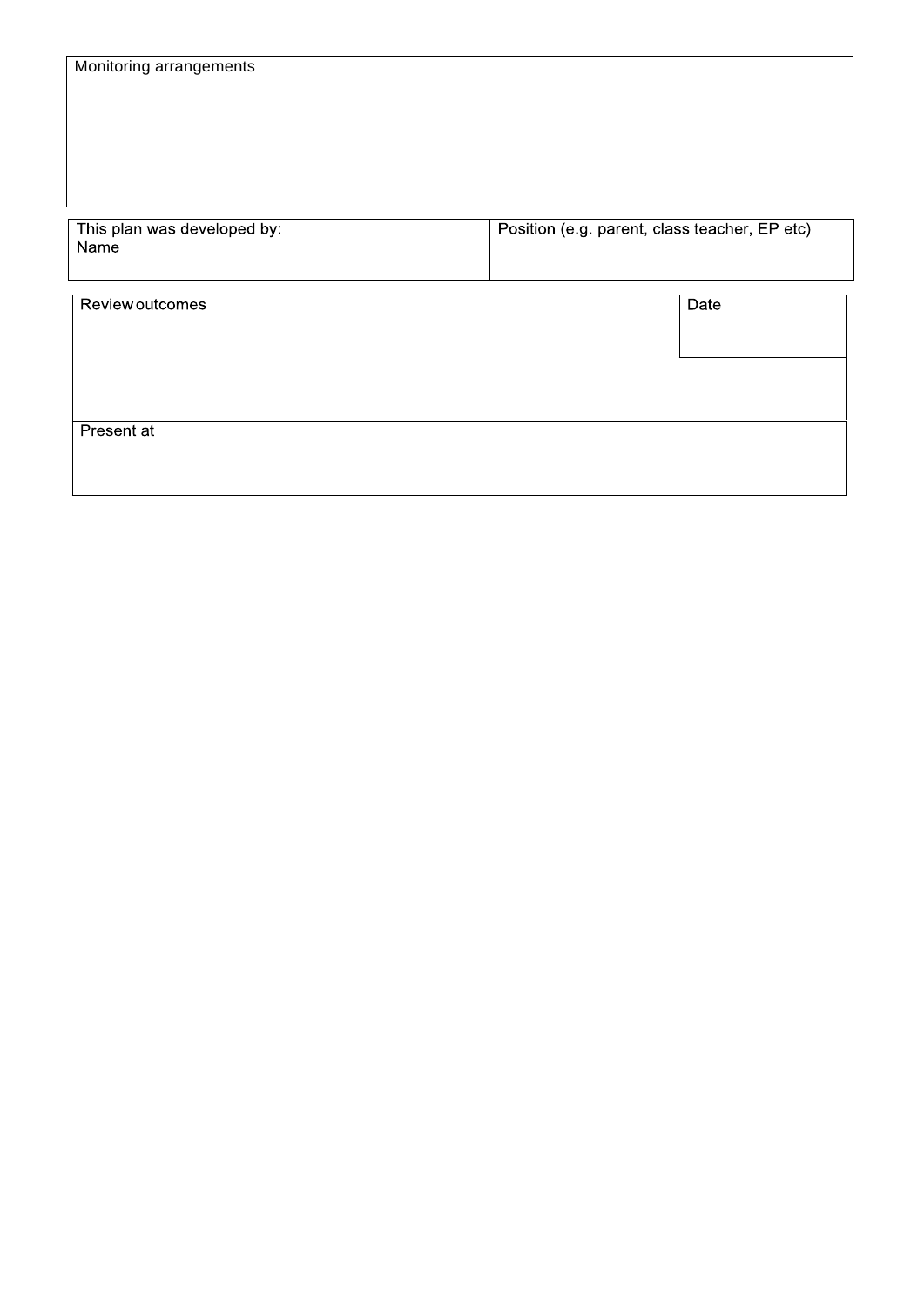| Monitoring arrangements |
| --- |
| |

| This plan was developed by:<br>Name | Position (e.g. parent, class teacher, EP etc) |
| --- | --- |
| | |

| Review outcomes | Date |
| --- | --- |
| | |
| Present at | |